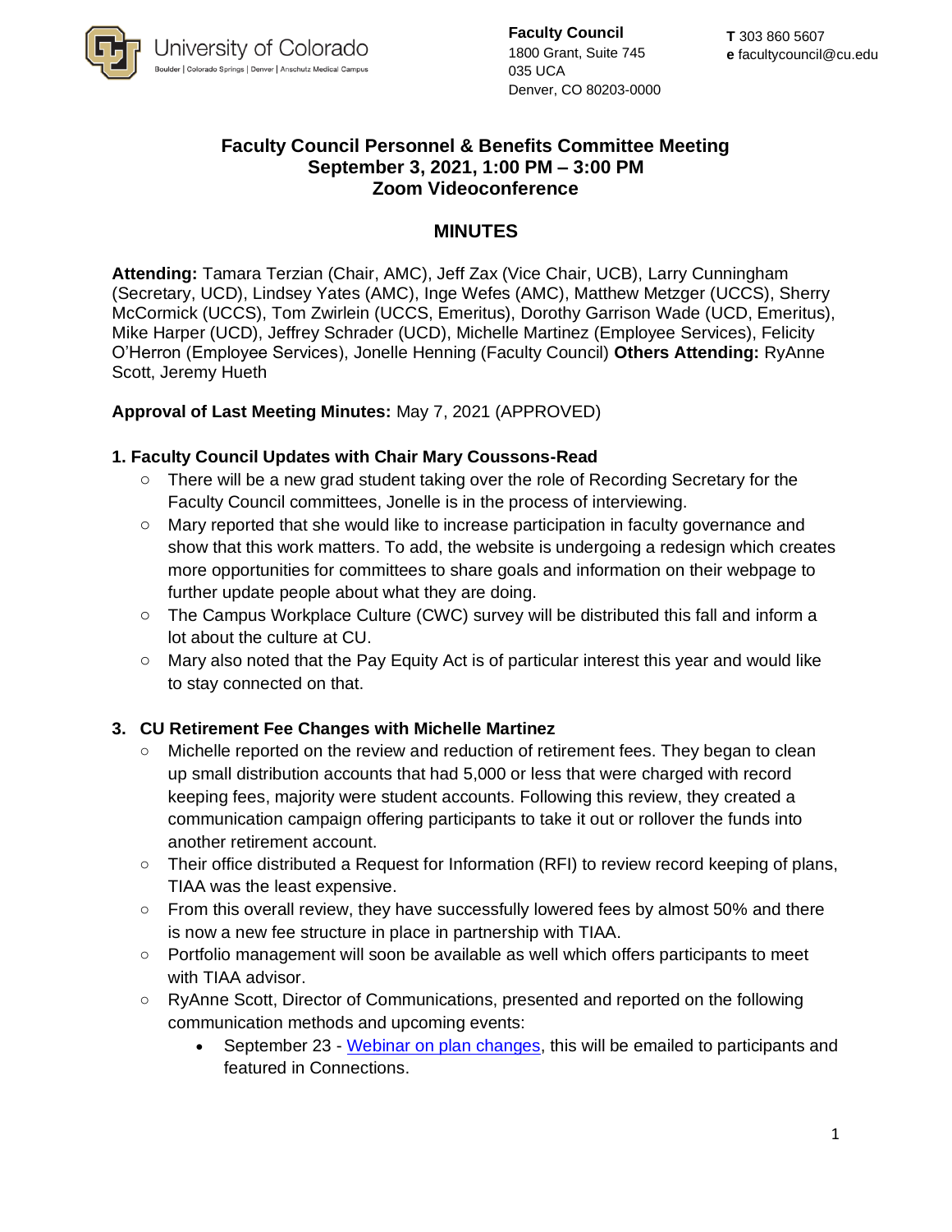University of Colorado
Boulder | Colorado Springs | Denver | Anschutz Medical Campus

**Faculty Council**
1800 Grant, Suite 745
035 UCA
Denver, CO 80203-0000

**T** 303 860 5607
**e** facultycouncil@cu.edu

# Faculty Council Personnel & Benefits Committee Meeting
## September 3, 2021, 1:00 PM – 3:00 PM
## Zoom Videoconference

## MINUTES

**Attending:** Tamara Terzian (Chair, AMC), Jeff Zax (Vice Chair, UCB), Larry Cunningham (Secretary, UCD), Lindsey Yates (AMC), Inge Wefes (AMC), Matthew Metzger (UCCS), Sherry McCormick (UCCS), Tom Zwirlein (UCCS, Emeritus), Dorothy Garrison Wade (UCD, Emeritus), Mike Harper (UCD), Jeffrey Schrader (UCD), Michelle Martinez (Employee Services), Felicity O'Herron (Employee Services), Jonelle Henning (Faculty Council) **Others Attending:** RyAnne Scott, Jeremy Hueth

**Approval of Last Meeting Minutes:** May 7, 2021 (APPROVED)

### 1. Faculty Council Updates with Chair Mary Coussons-Read

- There will be a new grad student taking over the role of Recording Secretary for the Faculty Council committees, Jonelle is in the process of interviewing.
- Mary reported that she would like to increase participation in faculty governance and show that this work matters. To add, the website is undergoing a redesign which creates more opportunities for committees to share goals and information on their webpage to further update people about what they are doing.
- The Campus Workplace Culture (CWC) survey will be distributed this fall and inform a lot about the culture at CU.
- Mary also noted that the Pay Equity Act is of particular interest this year and would like to stay connected on that.

### 3. CU Retirement Fee Changes with Michelle Martinez

- Michelle reported on the review and reduction of retirement fees. They began to clean up small distribution accounts that had 5,000 or less that were charged with record keeping fees, majority were student accounts. Following this review, they created a communication campaign offering participants to take it out or rollover the funds into another retirement account.
- Their office distributed a Request for Information (RFI) to review record keeping of plans, TIAA was the least expensive.
- From this overall review, they have successfully lowered fees by almost 50% and there is now a new fee structure in place in partnership with TIAA.
- Portfolio management will soon be available as well which offers participants to meet with TIAA advisor.
- RyAnne Scott, Director of Communications, presented and reported on the following communication methods and upcoming events:
  - September 23 - Webinar on plan changes, this will be emailed to participants and featured in Connections.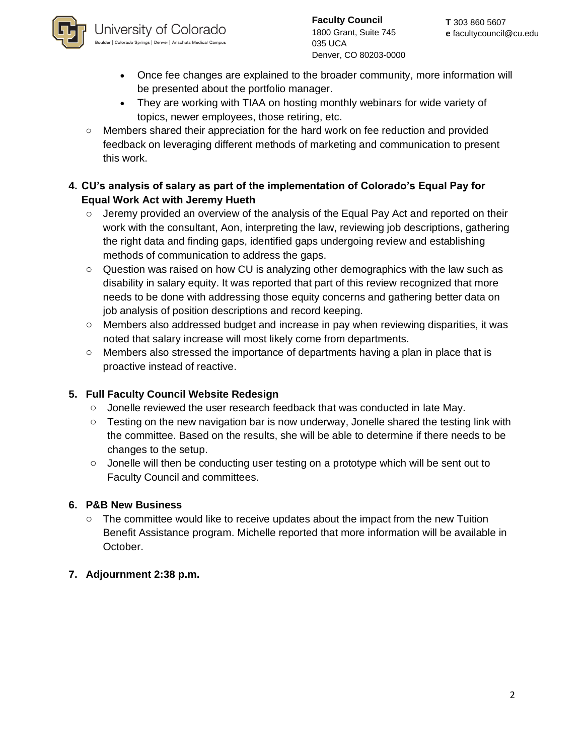- Once fee changes are explained to the broader community, more information will be presented about the portfolio manager.
    - They are working with TIAA on hosting monthly webinars for wide variety of topics, newer employees, those retiring, etc.
  - Members shared their appreciation for the hard work on fee reduction and provided feedback on leveraging different methods of marketing and communication to present this work.

4. **CU's analysis of salary as part of the implementation of Colorado's Equal Pay for Equal Work Act with Jeremy Hueth**
   - Jeremy provided an overview of the analysis of the Equal Pay Act and reported on their work with the consultant, Aon, interpreting the law, reviewing job descriptions, gathering the right data and finding gaps, identified gaps undergoing review and establishing methods of communication to address the gaps.
   - Question was raised on how CU is analyzing other demographics with the law such as disability in salary equity. It was reported that part of this review recognized that more needs to be done with addressing those equity concerns and gathering better data on job analysis of position descriptions and record keeping.
   - Members also addressed budget and increase in pay when reviewing disparities, it was noted that salary increase will most likely come from departments.
   - Members also stressed the importance of departments having a plan in place that is proactive instead of reactive.

5. **Full Faculty Council Website Redesign**
   - Jonelle reviewed the user research feedback that was conducted in late May.
   - Testing on the new navigation bar is now underway, Jonelle shared the testing link with the committee. Based on the results, she will be able to determine if there needs to be changes to the setup.
   - Jonelle will then be conducting user testing on a prototype which will be sent out to Faculty Council and committees.

6. **P&B New Business**
   - The committee would like to receive updates about the impact from the new Tuition Benefit Assistance program. Michelle reported that more information will be available in October.

7. **Adjournment 2:38 p.m.**